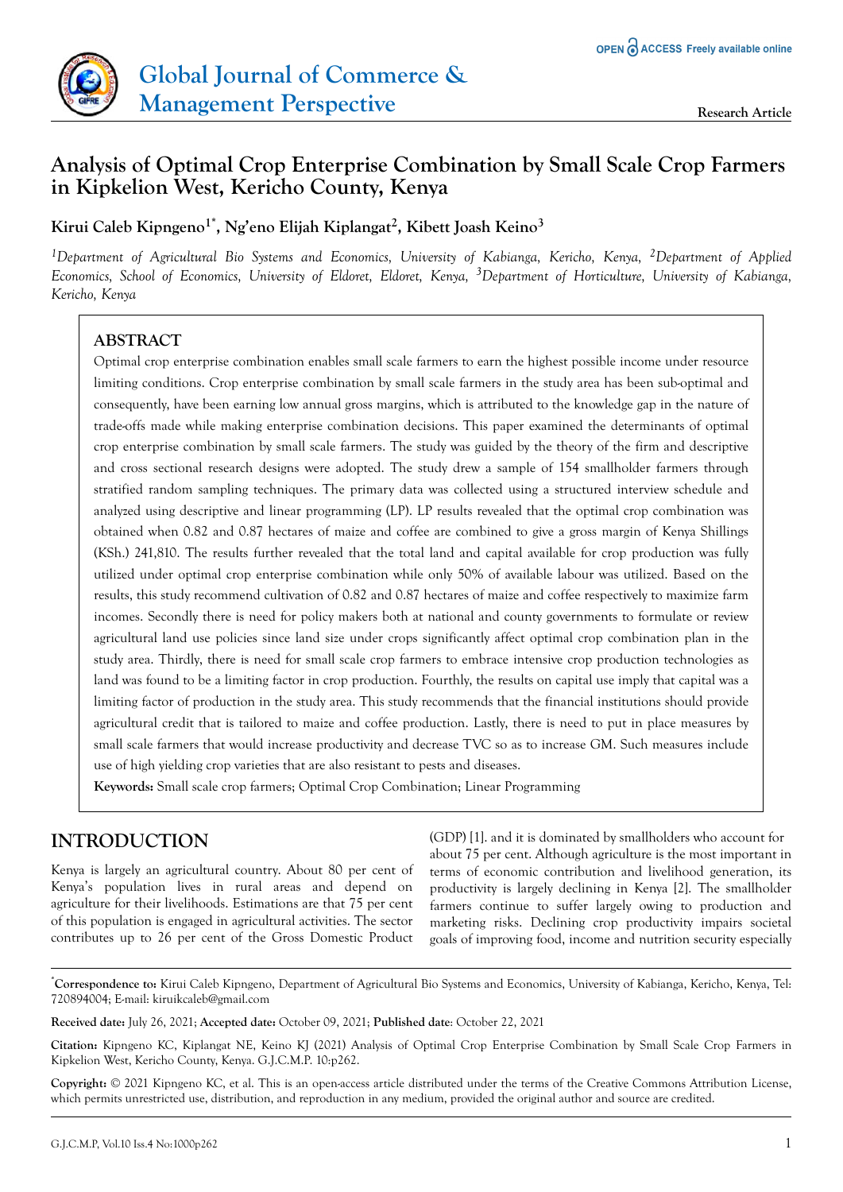# Analysis of Optimal Crop Enterprise Combination by Small Scale Crop Farmers in Kipkelion West, Kericho County, Kenya

**Kirui Caleb Kipngeno[1*], Ng'eno Elijah Kiplangat[2], Kibett Joash Keino[3]**

*[1]Department of Agricultural Bio Systems and Economics, University of Kabianga, Kericho, Kenya, [2]Department of Applied Economics, School of Economics, University of Eldoret, Eldoret, Kenya, [3]Department of Horticulture, University of Kabianga, Kericho, Kenya*

## ABSTRACT

Optimal crop enterprise combination enables small scale farmers to earn the highest possible income under resource limiting conditions. Crop enterprise combination by small scale farmers in the study area has been sub-optimal and consequently, have been earning low annual gross margins, which is attributed to the knowledge gap in the nature of trade-offs made while making enterprise combination decisions. This paper examined the determinants of optimal crop enterprise combination by small scale farmers. The study was guided by the theory of the firm and descriptive and cross sectional research designs were adopted. The study drew a sample of 154 smallholder farmers through stratified random sampling techniques. The primary data was collected using a structured interview schedule and analyzed using descriptive and linear programming (LP). LP results revealed that the optimal crop combination was obtained when 0.82 and 0.87 hectares of maize and coffee are combined to give a gross margin of Kenya Shillings (KSh.) 241,810. The results further revealed that the total land and capital available for crop production was fully utilized under optimal crop enterprise combination while only 50% of available labour was utilized. Based on the results, this study recommend cultivation of 0.82 and 0.87 hectares of maize and coffee respectively to maximize farm incomes. Secondly there is need for policy makers both at national and county governments to formulate or review agricultural land use policies since land size under crops significantly affect optimal crop combination plan in the study area. Thirdly, there is need for small scale crop farmers to embrace intensive crop production technologies as land was found to be a limiting factor in crop production. Fourthly, the results on capital use imply that capital was a limiting factor of production in the study area. This study recommends that the financial institutions should provide agricultural credit that is tailored to maize and coffee production. Lastly, there is need to put in place measures by small scale farmers that would increase productivity and decrease TVC so as to increase GM. Such measures include use of high yielding crop varieties that are also resistant to pests and diseases.

**Keywords:** Small scale crop farmers; Optimal Crop Combination; Linear Programming

## INTRODUCTION

Kenya is largely an agricultural country. About 80 per cent of Kenya's population lives in rural areas and depend on agriculture for their livelihoods. Estimations are that 75 per cent of this population is engaged in agricultural activities. The sector contributes up to 26 per cent of the Gross Domestic Product (GDP) [1]. and it is dominated by smallholders who account for about 75 per cent. Although agriculture is the most important in terms of economic contribution and livelihood generation, its productivity is largely declining in Kenya [2]. The smallholder farmers continue to suffer largely owing to production and marketing risks. Declining crop productivity impairs societal goals of improving food, income and nutrition security especially

*Correspondence to: Kirui Caleb Kipngeno, Department of Agricultural Bio Systems and Economics, University of Kabianga, Kericho, Kenya, Tel: 720894004; E-mail: kiruikcaleb@gmail.com

**Received date:** July 26, 2021; **Accepted date:** October 09, 2021; **Published date**: October 22, 2021

**Citation:** Kipngeno KC, Kiplangat NE, Keino KJ (2021) Analysis of Optimal Crop Enterprise Combination by Small Scale Crop Farmers in Kipkelion West, Kericho County, Kenya. G.J.C.M.P. 10:p262.

**Copyright:** © 2021 Kipngeno KC, et al. This is an open-access article distributed under the terms of the Creative Commons Attribution License, which permits unrestricted use, distribution, and reproduction in any medium, provided the original author and source are credited.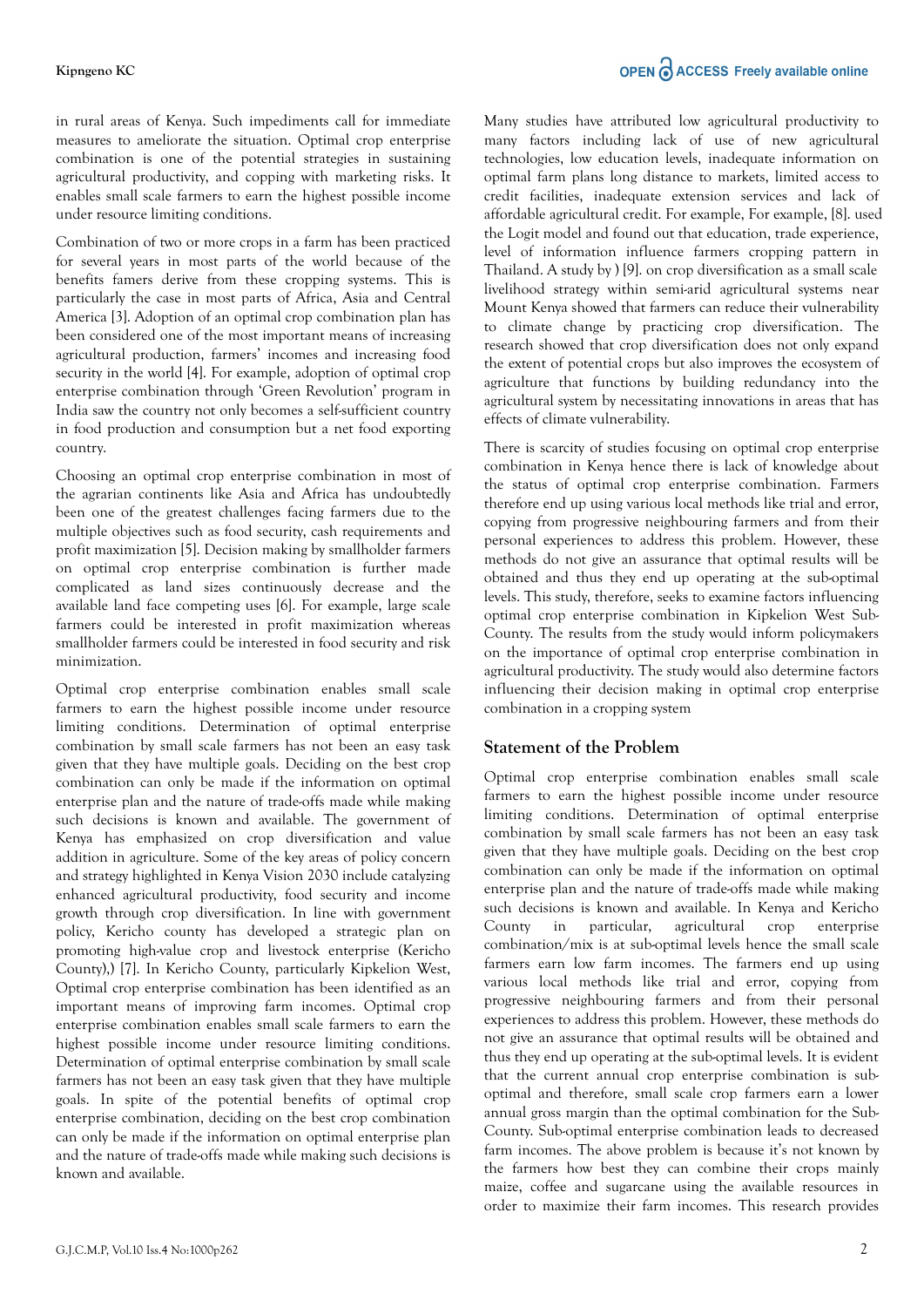in rural areas of Kenya. Such impediments call for immediate measures to ameliorate the situation. Optimal crop enterprise combination is one of the potential strategies in sustaining agricultural productivity, and copping with marketing risks. It enables small scale farmers to earn the highest possible income under resource limiting conditions.

Combination of two or more crops in a farm has been practiced for several years in most parts of the world because of the benefits famers derive from these cropping systems. This is particularly the case in most parts of Africa, Asia and Central America [3]. Adoption of an optimal crop combination plan has been considered one of the most important means of increasing agricultural production, farmers' incomes and increasing food security in the world [4]. For example, adoption of optimal crop enterprise combination through 'Green Revolution' program in India saw the country not only becomes a self-sufficient country in food production and consumption but a net food exporting country.

Choosing an optimal crop enterprise combination in most of the agrarian continents like Asia and Africa has undoubtedly been one of the greatest challenges facing farmers due to the multiple objectives such as food security, cash requirements and profit maximization [5]. Decision making by smallholder farmers on optimal crop enterprise combination is further made complicated as land sizes continuously decrease and the available land face competing uses [6]. For example, large scale farmers could be interested in profit maximization whereas smallholder farmers could be interested in food security and risk minimization.

Optimal crop enterprise combination enables small scale farmers to earn the highest possible income under resource limiting conditions. Determination of optimal enterprise combination by small scale farmers has not been an easy task given that they have multiple goals. Deciding on the best crop combination can only be made if the information on optimal enterprise plan and the nature of trade-offs made while making such decisions is known and available. The government of Kenya has emphasized on crop diversification and value addition in agriculture. Some of the key areas of policy concern and strategy highlighted in Kenya Vision 2030 include catalyzing enhanced agricultural productivity, food security and income growth through crop diversification. In line with government policy, Kericho county has developed a strategic plan on promoting high-value crop and livestock enterprise (Kericho County),) [7]. In Kericho County, particularly Kipkelion West, Optimal crop enterprise combination has been identified as an important means of improving farm incomes. Optimal crop enterprise combination enables small scale farmers to earn the highest possible income under resource limiting conditions. Determination of optimal enterprise combination by small scale farmers has not been an easy task given that they have multiple goals. In spite of the potential benefits of optimal crop enterprise combination, deciding on the best crop combination can only be made if the information on optimal enterprise plan and the nature of trade-offs made while making such decisions is known and available.

Many studies have attributed low agricultural productivity to many factors including lack of use of new agricultural technologies, low education levels, inadequate information on optimal farm plans long distance to markets, limited access to credit facilities, inadequate extension services and lack of affordable agricultural credit. For example, For example, [8]. used the Logit model and found out that education, trade experience, level of information influence farmers cropping pattern in Thailand. A study by ) [9]. on crop diversification as a small scale livelihood strategy within semi-arid agricultural systems near Mount Kenya showed that farmers can reduce their vulnerability to climate change by practicing crop diversification. The research showed that crop diversification does not only expand the extent of potential crops but also improves the ecosystem of agriculture that functions by building redundancy into the agricultural system by necessitating innovations in areas that has effects of climate vulnerability.

There is scarcity of studies focusing on optimal crop enterprise combination in Kenya hence there is lack of knowledge about the status of optimal crop enterprise combination. Farmers therefore end up using various local methods like trial and error, copying from progressive neighbouring farmers and from their personal experiences to address this problem. However, these methods do not give an assurance that optimal results will be obtained and thus they end up operating at the sub-optimal levels. This study, therefore, seeks to examine factors influencing optimal crop enterprise combination in Kipkelion West Sub-County. The results from the study would inform policymakers on the importance of optimal crop enterprise combination in agricultural productivity. The study would also determine factors influencing their decision making in optimal crop enterprise combination in a cropping system

## Statement of the Problem

Optimal crop enterprise combination enables small scale farmers to earn the highest possible income under resource limiting conditions. Determination of optimal enterprise combination by small scale farmers has not been an easy task given that they have multiple goals. Deciding on the best crop combination can only be made if the information on optimal enterprise plan and the nature of trade-offs made while making such decisions is known and available. In Kenya and Kericho County in particular, agricultural crop enterprise combination/mix is at sub-optimal levels hence the small scale farmers earn low farm incomes. The farmers end up using various local methods like trial and error, copying from progressive neighbouring farmers and from their personal experiences to address this problem. However, these methods do not give an assurance that optimal results will be obtained and thus they end up operating at the sub-optimal levels. It is evident that the current annual crop enterprise combination is sub-optimal and therefore, small scale crop farmers earn a lower annual gross margin than the optimal combination for the Sub-County. Sub-optimal enterprise combination leads to decreased farm incomes. The above problem is because it's not known by the farmers how best they can combine their crops mainly maize, coffee and sugarcane using the available resources in order to maximize their farm incomes. This research provides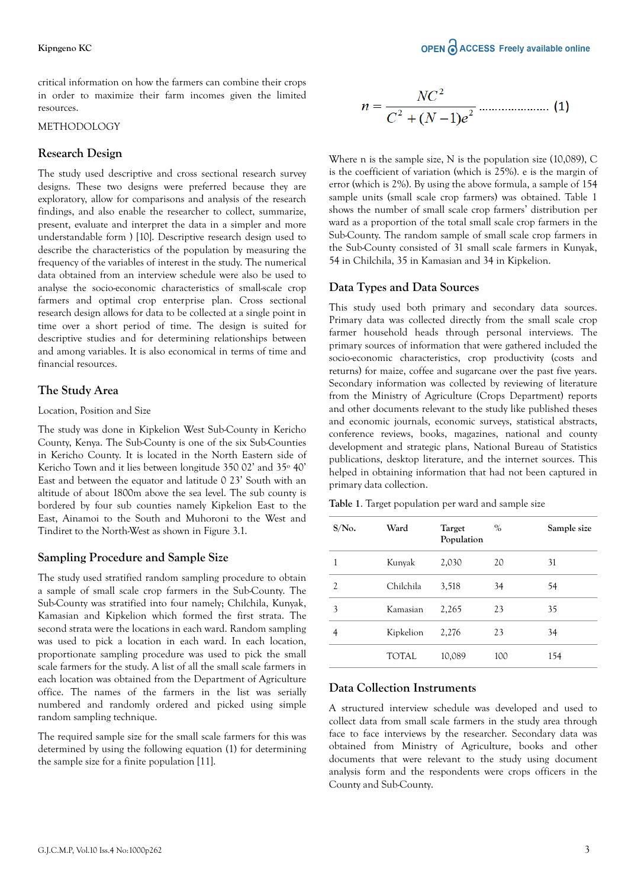critical information on how the farmers can combine their crops in order to maximize their farm incomes given the limited resources.

METHODOLOGY

## Research Design

The study used descriptive and cross sectional research survey designs. These two designs were preferred because they are exploratory, allow for comparisons and analysis of the research findings, and also enable the researcher to collect, summarize, present, evaluate and interpret the data in a simpler and more understandable form ) [10]. Descriptive research design used to describe the characteristics of the population by measuring the frequency of the variables of interest in the study. The numerical data obtained from an interview schedule were also be used to analyse the socio-economic characteristics of small-scale crop farmers and optimal crop enterprise plan. Cross sectional research design allows for data to be collected at a single point in time over a short period of time. The design is suited for descriptive studies and for determining relationships between and among variables. It is also economical in terms of time and financial resources.

## The Study Area

Location, Position and Size

The study was done in Kipkelion West Sub-County in Kericho County, Kenya. The Sub-County is one of the six Sub-Counties in Kericho County. It is located in the North Eastern side of Kericho Town and it lies between longitude 350 02' and 35° 40' East and between the equator and latitude 0 23' South with an altitude of about 1800m above the sea level. The sub county is bordered by four sub counties namely Kipkelion East to the East, Ainamoi to the South and Muhoroni to the West and Tindiret to the North-West as shown in Figure 3.1.

## Sampling Procedure and Sample Size

The study used stratified random sampling procedure to obtain a sample of small scale crop farmers in the Sub-County. The Sub-County was stratified into four namely; Chilchila, Kunyak, Kamasian and Kipkelion which formed the first strata. The second strata were the locations in each ward. Random sampling was used to pick a location in each ward. In each location, proportionate sampling procedure was used to pick the small scale farmers for the study. A list of all the small scale farmers in each location was obtained from the Department of Agriculture office. The names of the farmers in the list was serially numbered and randomly ordered and picked using simple random sampling technique.

The required sample size for the small scale farmers for this was determined by using the following equation (1) for determining the sample size for a finite population [11].

$$n = \frac{NC^2}{C^2 + (N-1)e^2} \quad \text{......................} \quad (1)$$

Where n is the sample size, N is the population size (10,089), C is the coefficient of variation (which is 25%). e is the margin of error (which is 2%). By using the above formula, a sample of 154 sample units (small scale crop farmers) was obtained. Table 1 shows the number of small scale crop farmers' distribution per ward as a proportion of the total small scale crop farmers in the Sub-County. The random sample of small scale crop farmers in the Sub-County consisted of 31 small scale farmers in Kunyak, 54 in Chilchila, 35 in Kamasian and 34 in Kipkelion.

## Data Types and Data Sources

This study used both primary and secondary data sources. Primary data was collected directly from the small scale crop farmer household heads through personal interviews. The primary sources of information that were gathered included the socio-economic characteristics, crop productivity (costs and returns) for maize, coffee and sugarcane over the past five years. Secondary information was collected by reviewing of literature from the Ministry of Agriculture (Crops Department) reports and other documents relevant to the study like published theses and economic journals, economic surveys, statistical abstracts, conference reviews, books, magazines, national and county development and strategic plans, National Bureau of Statistics publications, desktop literature, and the internet sources. This helped in obtaining information that had not been captured in primary data collection.

**Table 1**. Target population per ward and sample size

| S/No. | Ward | Target Population | % | Sample size |
|---|---|---|---|---|
| 1 | Kunyak | 2,030 | 20 | 31 |
| 2 | Chilchila | 3,518 | 34 | 54 |
| 3 | Kamasian | 2,265 | 23 | 35 |
| 4 | Kipkelion | 2,276 | 23 | 34 |
| | TOTAL | 10,089 | 100 | 154 |

## Data Collection Instruments

A structured interview schedule was developed and used to collect data from small scale farmers in the study area through face to face interviews by the researcher. Secondary data was obtained from Ministry of Agriculture, books and other documents that were relevant to the study using document analysis form and the respondents were crops officers in the County and Sub-County.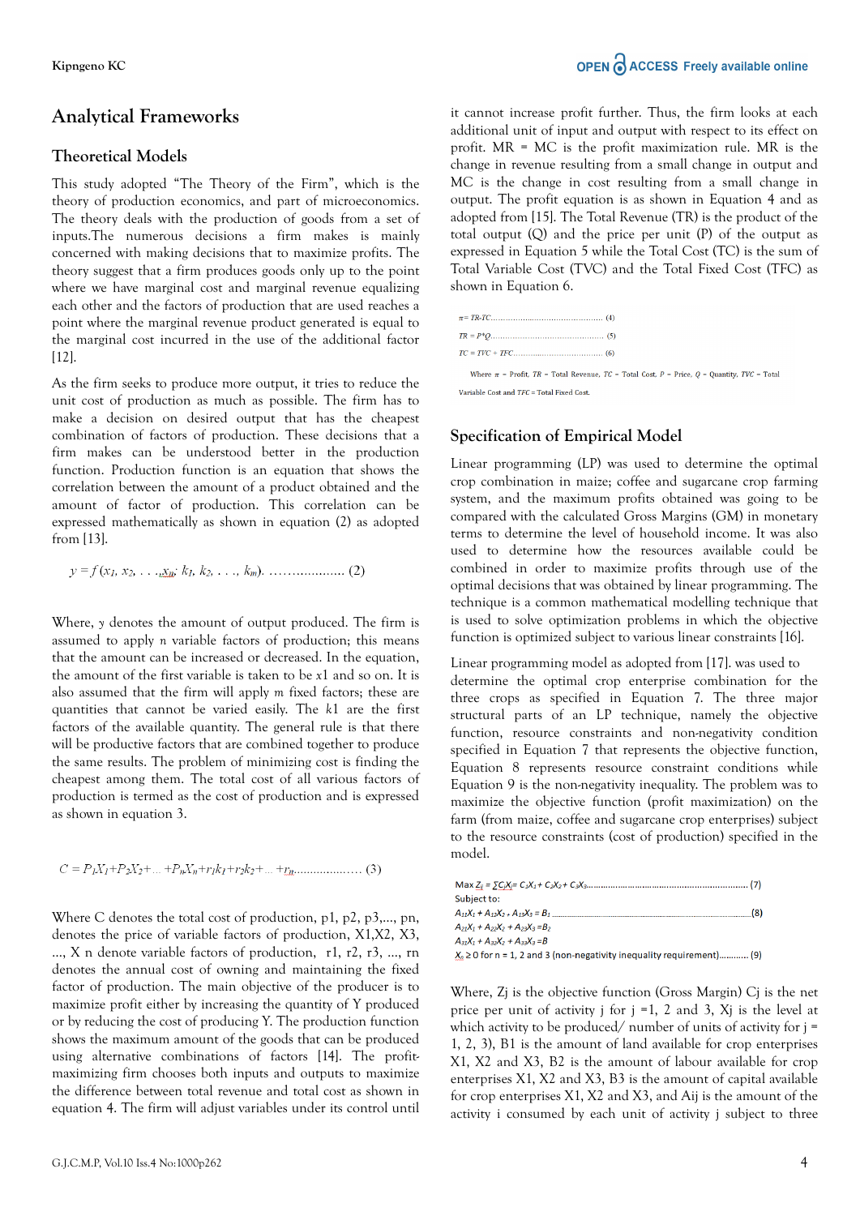## Analytical Frameworks

### Theoretical Models

This study adopted "The Theory of the Firm", which is the theory of production economics, and part of microeconomics. The theory deals with the production of goods from a set of inputs.The numerous decisions a firm makes is mainly concerned with making decisions that to maximize profits. The theory suggest that a firm produces goods only up to the point where we have marginal cost and marginal revenue equalizing each other and the factors of production that are used reaches a point where the marginal revenue product generated is equal to the marginal cost incurred in the use of the additional factor [12].

As the firm seeks to produce more output, it tries to reduce the unit cost of production as much as possible. The firm has to make a decision on desired output that has the cheapest combination of factors of production. These decisions that a firm makes can be understood better in the production function. Production function is an equation that shows the correlation between the amount of a product obtained and the amount of factor of production. This correlation can be expressed mathematically as shown in equation (2) as adopted from [13].

$$y = f(x_1, x_2, \ldots, x_n; k_1, k_2, \ldots, k_m) \quad (2)$$

Where, $y$ denotes the amount of output produced. The firm is assumed to apply $n$ variable factors of production; this means that the amount can be increased or decreased. In the equation, the amount of the first variable is taken to be $x1$ and so on. It is also assumed that the firm will apply $m$ fixed factors; these are quantities that cannot be varied easily. The $k1$ are the first factors of the available quantity. The general rule is that there will be productive factors that are combined together to produce the same results. The problem of minimizing cost is finding the cheapest among them. The total cost of all various factors of production is termed as the cost of production and is expressed as shown in equation 3.

$$C = P_1X_1 + P_2X_2 + \ldots + P_nX_n + r_1k_1 + r_2k_2 + \ldots + r_n \quad (3)$$

Where C denotes the total cost of production, p1, p2, p3,..., pn, denotes the price of variable factors of production, X1,X2, X3, ..., X n denote variable factors of production, r1, r2, r3, ..., rn denotes the annual cost of owning and maintaining the fixed factor of production. The main objective of the producer is to maximize profit either by increasing the quantity of Y produced or by reducing the cost of producing Y. The production function shows the maximum amount of the goods that can be produced using alternative combinations of factors [14]. The profit-maximizing firm chooses both inputs and outputs to maximize the difference between total revenue and total cost as shown in equation 4. The firm will adjust variables under its control until it cannot increase profit further. Thus, the firm looks at each additional unit of input and output with respect to its effect on profit. MR = MC is the profit maximization rule. MR is the change in revenue resulting from a small change in output and MC is the change in cost resulting from a small change in output. The profit equation is as shown in Equation 4 and as adopted from [15]. The Total Revenue (TR) is the product of the total output (Q) and the price per unit (P) of the output as expressed in Equation 5 while the Total Cost (TC) is the sum of Total Variable Cost (TVC) and the Total Fixed Cost (TFC) as shown in Equation 6.

$$\pi = TR - TC \quad (4)$$

$$TR = P^*Q \quad (5)$$

$$TC = TVC + TFC \quad (6)$$

Where $\pi$ = Profit, $TR$ = Total Revenue, $TC$ = Total Cost, $P$ = Price, $Q$ = Quantity, $TVC$ = Total Variable Cost and $TFC$ = Total Fixed Cost.

### Specification of Empirical Model

Linear programming (LP) was used to determine the optimal crop combination in maize; coffee and sugarcane crop farming system, and the maximum profits obtained was going to be compared with the calculated Gross Margins (GM) in monetary terms to determine the level of household income. It was also used to determine how the resources available could be combined in order to maximize profits through use of the optimal decisions that was obtained by linear programming. The technique is a common mathematical modelling technique that is used to solve optimization problems in which the objective function is optimized subject to various linear constraints [16].

Linear programming model as adopted from [17]. was used to determine the optimal crop enterprise combination for the three crops as specified in Equation 7. The three major structural parts of an LP technique, namely the objective function, resource constraints and non-negativity condition specified in Equation 7 that represents the objective function, Equation 8 represents resource constraint conditions while Equation 9 is the non-negativity inequality. The problem was to maximize the objective function (profit maximization) on the farm (from maize, coffee and sugarcane crop enterprises) subject to the resource constraints (cost of production) specified in the model.

$$\text{Max } Z_j = \sum C_jX_j = C_1X_1 + C_2X_2 + C_3X_3 \quad (7)$$

Subject to:

$$A_{11}X_1 + A_{12}X_2 + A_{13}X_3 = B_1 \quad (8)$$

$$A_{21}X_1 + A_{22}X_2 + A_{23}X_3 = B_2$$

$$A_{31}X_1 + A_{32}X_2 + A_{33}X_3 = B$$

$X_n \geq 0$ for n = 1, 2 and 3 (non-negativity inequality requirement) (9)

Where, Zj is the objective function (Gross Margin) Cj is the net price per unit of activity j for j =1, 2 and 3, Xj is the level at which activity to be produced/ number of units of activity for j = 1, 2, 3), B1 is the amount of land available for crop enterprises X1, X2 and X3, B2 is the amount of labour available for crop enterprises X1, X2 and X3, B3 is the amount of capital available for crop enterprises X1, X2 and X3, and Aij is the amount of the activity i consumed by each unit of activity j subject to three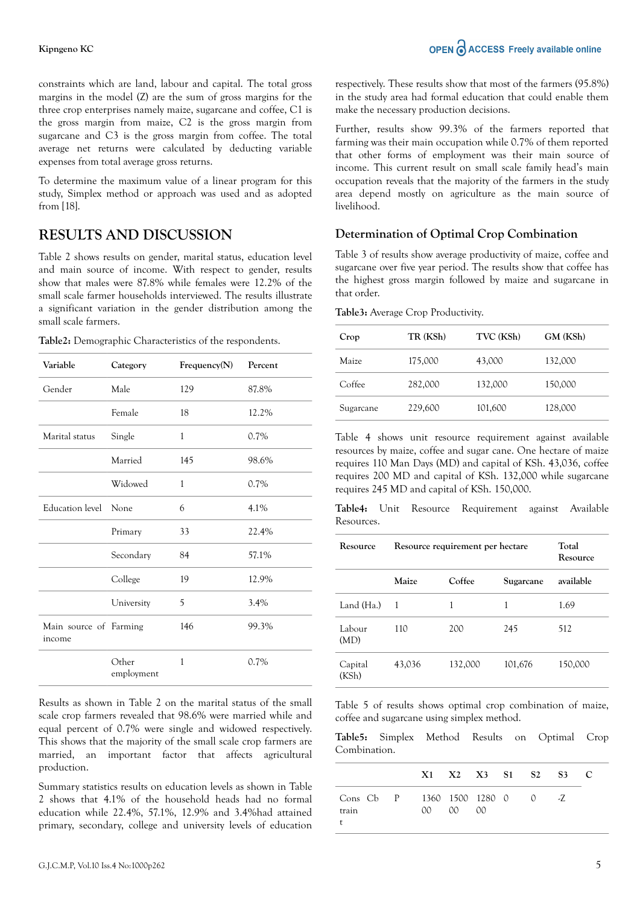constraints which are land, labour and capital. The total gross margins in the model (Z) are the sum of gross margins for the three crop enterprises namely maize, sugarcane and coffee, C1 is the gross margin from maize, C2 is the gross margin from sugarcane and C3 is the gross margin from coffee. The total average net returns were calculated by deducting variable expenses from total average gross returns.

To determine the maximum value of a linear program for this study, Simplex method or approach was used and as adopted from [18].

## RESULTS AND DISCUSSION

Table 2 shows results on gender, marital status, education level and main source of income. With respect to gender, results show that males were 87.8% while females were 12.2% of the small scale farmer households interviewed. The results illustrate a significant variation in the gender distribution among the small scale farmers.

**Table2:** Demographic Characteristics of the respondents.

| Variable | Category | Frequency(N) | Percent |
|---|---|---|---|
| Gender | Male | 129 | 87.8% |
| | Female | 18 | 12.2% |
| Marital status | Single | 1 | 0.7% |
| | Married | 145 | 98.6% |
| | Widowed | 1 | 0.7% |
| Education level | None | 6 | 4.1% |
| | Primary | 33 | 22.4% |
| | Secondary | 84 | 57.1% |
| | College | 19 | 12.9% |
| | University | 5 | 3.4% |
| Main source of income | Farming | 146 | 99.3% |
| | Other employment | 1 | 0.7% |

Results as shown in Table 2 on the marital status of the small scale crop farmers revealed that 98.6% were married while and equal percent of 0.7% were single and widowed respectively. This shows that the majority of the small scale crop farmers are married, an important factor that affects agricultural production.

Summary statistics results on education levels as shown in Table 2 shows that 4.1% of the household heads had no formal education while 22.4%, 57.1%, 12.9% and 3.4%had attained primary, secondary, college and university levels of education respectively. These results show that most of the farmers (95.8%) in the study area had formal education that could enable them make the necessary production decisions.

Further, results show 99.3% of the farmers reported that farming was their main occupation while 0.7% of them reported that other forms of employment was their main source of income. This current result on small scale family head's main occupation reveals that the majority of the farmers in the study area depend mostly on agriculture as the main source of livelihood.

### Determination of Optimal Crop Combination

Table 3 of results show average productivity of maize, coffee and sugarcane over five year period. The results show that coffee has the highest gross margin followed by maize and sugarcane in that order.

**Table3:** Average Crop Productivity.

| Crop | TR (KSh) | TVC (KSh) | GM (KSh) |
|---|---|---|---|
| Maize | 175,000 | 43,000 | 132,000 |
| Coffee | 282,000 | 132,000 | 150,000 |
| Sugarcane | 229,600 | 101,600 | 128,000 |

Table 4 shows unit resource requirement against available resources by maize, coffee and sugar cane. One hectare of maize requires 110 Man Days (MD) and capital of KSh. 43,036, coffee requires 200 MD and capital of KSh. 132,000 while sugarcane requires 245 MD and capital of KSh. 150,000.

**Table4:** Unit Resource Requirement against Available Resources.

| Resource | Resource requirement per hectare | | | Total Resource |
|---|---|---|---|---|
| | Maize | Coffee | Sugarcane | available |
| Land (Ha.) | 1 | 1 | 1 | 1.69 |
| Labour (MD) | 110 | 200 | 245 | 512 |
| Capital (KSh) | 43,036 | 132,000 | 101,676 | 150,000 |

Table 5 of results shows optimal crop combination of maize, coffee and sugarcane using simplex method.

**Table5:** Simplex Method Results on Optimal Crop Combination.

| | | | X1 | X2 | X3 | S1 | S2 | S3 | C |
|---|---|---|---|---|---|---|---|---|---|
| Constraint | Cb | P | 136000 | 150000 | 128000 | 0 | 0 | -Z | |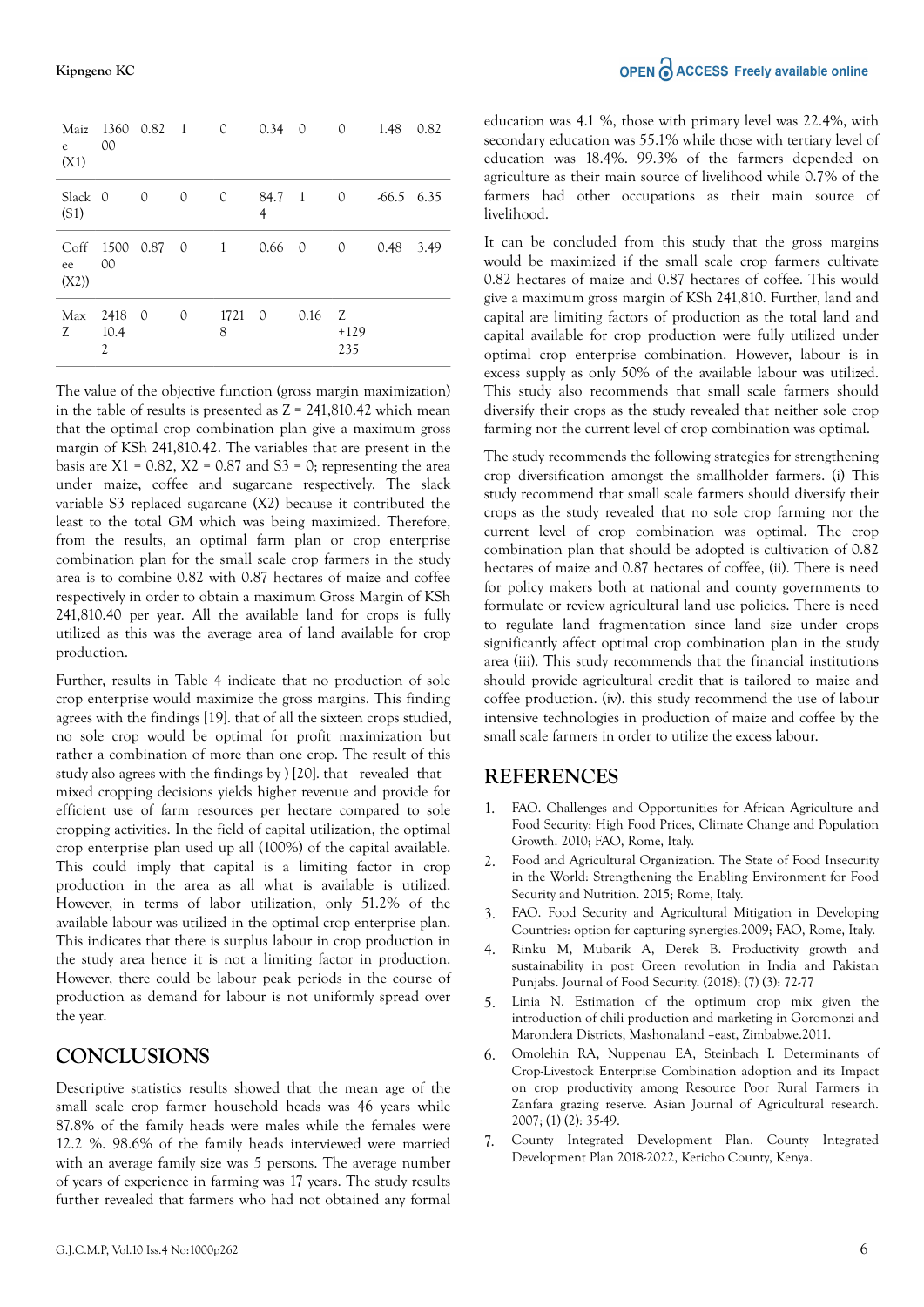| Maize (X1) | 136000 | 0.82 | 1 | 0 | 0.34 | 0 | 0 | 1.48 | 0.82 |
|---|---|---|---|---|---|---|---|---|---|
| Slack (S1) | 0 | 0 | 0 | 0 | 84.74 | 1 | 0 | -66.5 | 6.35 |
| Coffee (X2)) | 150000 | 0.87 | 0 | 1 | 0.66 | 0 | 0 | 0.48 | 3.49 |
| Max Z | 241810.42 | 0 | 0 | 17218 | 0 | 0.16 | Z +129235 | | |

The value of the objective function (gross margin maximization) in the table of results is presented as Z = 241,810.42 which mean that the optimal crop combination plan give a maximum gross margin of KSh 241,810.42. The variables that are present in the basis are X1 = 0.82, X2 = 0.87 and S3 = 0; representing the area under maize, coffee and sugarcane respectively. The slack variable S3 replaced sugarcane (X2) because it contributed the least to the total GM which was being maximized. Therefore, from the results, an optimal farm plan or crop enterprise combination plan for the small scale crop farmers in the study area is to combine 0.82 with 0.87 hectares of maize and coffee respectively in order to obtain a maximum Gross Margin of KSh 241,810.40 per year. All the available land for crops is fully utilized as this was the average area of land available for crop production.

Further, results in Table 4 indicate that no production of sole crop enterprise would maximize the gross margins. This finding agrees with the findings [19]. that of all the sixteen crops studied, no sole crop would be optimal for profit maximization but rather a combination of more than one crop. The result of this study also agrees with the findings by ) [20]. that revealed that mixed cropping decisions yields higher revenue and provide for efficient use of farm resources per hectare compared to sole cropping activities. In the field of capital utilization, the optimal crop enterprise plan used up all (100%) of the capital available. This could imply that capital is a limiting factor in crop production in the area as all what is available is utilized. However, in terms of labor utilization, only 51.2% of the available labour was utilized in the optimal crop enterprise plan. This indicates that there is surplus labour in crop production in the study area hence it is not a limiting factor in production. However, there could be labour peak periods in the course of production as demand for labour is not uniformly spread over the year.

## CONCLUSIONS

Descriptive statistics results showed that the mean age of the small scale crop farmer household heads was 46 years while 87.8% of the family heads were males while the females were 12.2 %. 98.6% of the family heads interviewed were married with an average family size was 5 persons. The average number of years of experience in farming was 17 years. The study results further revealed that farmers who had not obtained any formal education was 4.1 %, those with primary level was 22.4%, with secondary education was 55.1% while those with tertiary level of education was 18.4%. 99.3% of the farmers depended on agriculture as their main source of livelihood while 0.7% of the farmers had other occupations as their main source of livelihood.

It can be concluded from this study that the gross margins would be maximized if the small scale crop farmers cultivate 0.82 hectares of maize and 0.87 hectares of coffee. This would give a maximum gross margin of KSh 241,810. Further, land and capital are limiting factors of production as the total land and capital available for crop production were fully utilized under optimal crop enterprise combination. However, labour is in excess supply as only 50% of the available labour was utilized. This study also recommends that small scale farmers should diversify their crops as the study revealed that neither sole crop farming nor the current level of crop combination was optimal.

The study recommends the following strategies for strengthening crop diversification amongst the smallholder farmers. (i) This study recommend that small scale farmers should diversify their crops as the study revealed that no sole crop farming nor the current level of crop combination was optimal. The crop combination plan that should be adopted is cultivation of 0.82 hectares of maize and 0.87 hectares of coffee, (ii). There is need for policy makers both at national and county governments to formulate or review agricultural land use policies. There is need to regulate land fragmentation since land size under crops significantly affect optimal crop combination plan in the study area (iii). This study recommends that the financial institutions should provide agricultural credit that is tailored to maize and coffee production. (iv). this study recommend the use of labour intensive technologies in production of maize and coffee by the small scale farmers in order to utilize the excess labour.

## REFERENCES

1. FAO. Challenges and Opportunities for African Agriculture and Food Security: High Food Prices, Climate Change and Population Growth. 2010; FAO, Rome, Italy.
2. Food and Agricultural Organization. The State of Food Insecurity in the World: Strengthening the Enabling Environment for Food Security and Nutrition. 2015; Rome, Italy.
3. FAO. Food Security and Agricultural Mitigation in Developing Countries: option for capturing synergies.2009; FAO, Rome, Italy.
4. Rinku M, Mubarik A, Derek B. Productivity growth and sustainability in post Green revolution in India and Pakistan Punjabs. Journal of Food Security. (2018); (7) (3): 72-77
5. Linia N. Estimation of the optimum crop mix given the introduction of chili production and marketing in Goromonzi and Marondera Districts, Mashonaland –east, Zimbabwe.2011.
6. Omolehin RA, Nuppenau EA, Steinbach I. Determinants of Crop-Livestock Enterprise Combination adoption and its Impact on crop productivity among Resource Poor Rural Farmers in Zanfara grazing reserve. Asian Journal of Agricultural research. 2007; (1) (2): 35-49.
7. County Integrated Development Plan. County Integrated Development Plan 2018-2022, Kericho County, Kenya.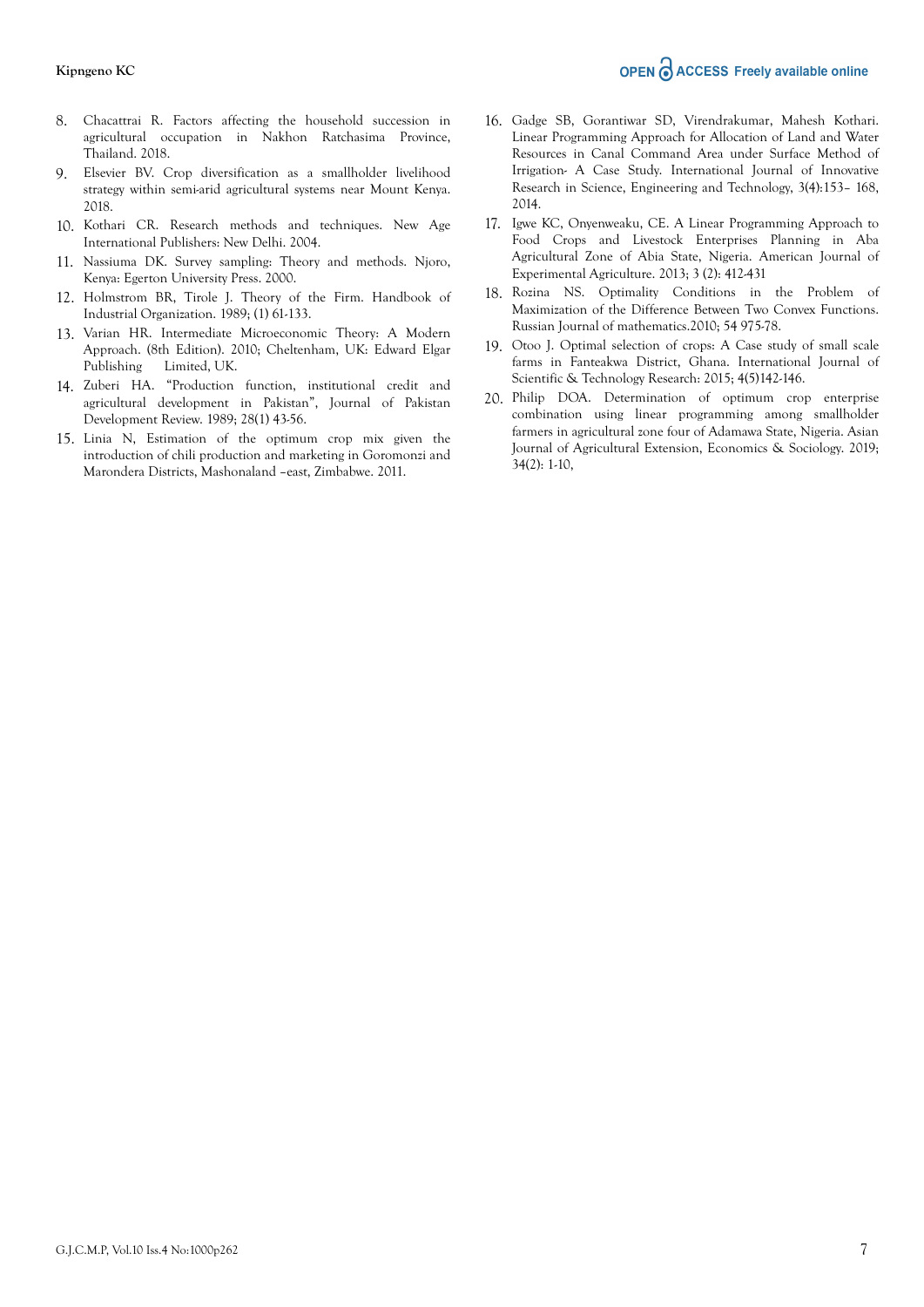8. Chacattrai R. Factors affecting the household succession in agricultural occupation in Nakhon Ratchasima Province, Thailand. 2018.
9. Elsevier BV. Crop diversification as a smallholder livelihood strategy within semi-arid agricultural systems near Mount Kenya. 2018.
10. Kothari CR. Research methods and techniques. New Age International Publishers: New Delhi. 2004.
11. Nassiuma DK. Survey sampling: Theory and methods. Njoro, Kenya: Egerton University Press. 2000.
12. Holmstrom BR, Tirole J. Theory of the Firm. Handbook of Industrial Organization. 1989; (1) 61-133.
13. Varian HR. Intermediate Microeconomic Theory: A Modern Approach. (8th Edition). 2010; Cheltenham, UK: Edward Elgar Publishing Limited, UK.
14. Zuberi HA. "Production function, institutional credit and agricultural development in Pakistan", Journal of Pakistan Development Review. 1989; 28(1) 43-56.
15. Linia N, Estimation of the optimum crop mix given the introduction of chili production and marketing in Goromonzi and Marondera Districts, Mashonaland –east, Zimbabwe. 2011.
16. Gadge SB, Gorantiwar SD, Virendrakumar, Mahesh Kothari. Linear Programming Approach for Allocation of Land and Water Resources in Canal Command Area under Surface Method of Irrigation- A Case Study. International Journal of Innovative Research in Science, Engineering and Technology, 3(4):153– 168, 2014.
17. Igwe KC, Onyenweaku, CE. A Linear Programming Approach to Food Crops and Livestock Enterprises Planning in Aba Agricultural Zone of Abia State, Nigeria. American Journal of Experimental Agriculture. 2013; 3 (2): 412-431
18. Rozina NS. Optimality Conditions in the Problem of Maximization of the Difference Between Two Convex Functions. Russian Journal of mathematics.2010; 54 975-78.
19. Otoo J. Optimal selection of crops: A Case study of small scale farms in Fanteakwa District, Ghana. International Journal of Scientific & Technology Research: 2015; 4(5)142-146.
20. Philip DOA. Determination of optimum crop enterprise combination using linear programming among smallholder farmers in agricultural zone four of Adamawa State, Nigeria. Asian Journal of Agricultural Extension, Economics & Sociology. 2019; 34(2): 1-10,